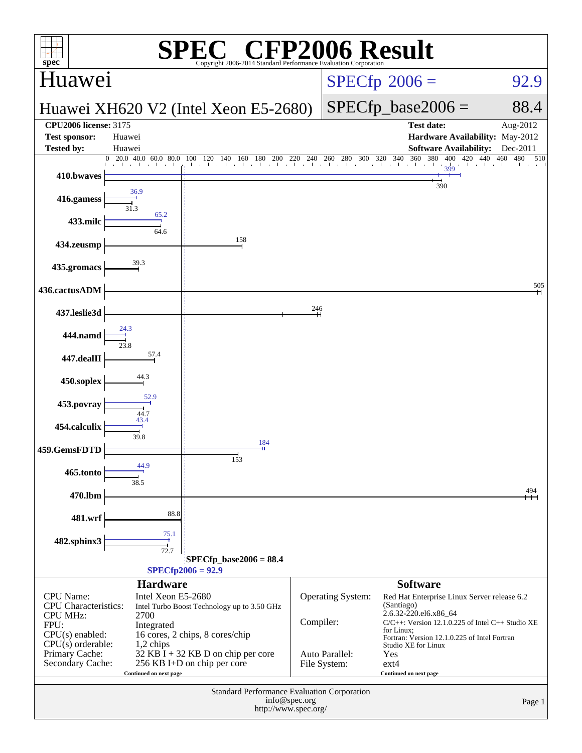# SPEC® CFP2006 Result

Copyright 2006-2014 Standard Performance Evaluation Corporation

## Huawei

**Huawei XH620 V2 (Intel Xeon E5-2680)**

SPECfp 2006 = 92.9

SPECfp_base2006 = 88.4

| | | | |
|---|---|---|---|
| **CPU2006 license:** 3175 | | **Test date:** | Aug-2012 |
| **Test sponsor:** | Huawei | **Hardware Availability:** | May-2012 |
| **Tested by:** | Huawei | **Software Availability:** | Dec-2011 |

| Benchmark | Peak | Base |
|---|---|---|
| 410.bwaves | 399 | 390 |
| 416.gamess | 36.9 | 31.3 |
| 433.milc | 65.2 | 64.6 |
| 434.zeusmp | | 158 |
| 435.gromacs | | 39.3 |
| 436.cactusADM | | 505 |
| 437.leslie3d | | 246 |
| 444.namd | 24.3 | 23.8 |
| 447.dealII | | 57.4 |
| 450.soplex | | 44.3 |
| 453.povray | 52.9 | 44.7 |
| 454.calculix | 43.4 | 39.8 |
| 459.GemsFDTD | 184 | 153 |
| 465.tonto | 44.9 | 38.5 |
| 470.lbm | | 494 |
| 481.wrf | | 88.8 |
| 482.sphinx3 | 75.1 | 72.7 |

SPECfp_base2006 = 88.4

SPECfp2006 = 92.9

### Hardware

| | |
|---|---|
| CPU Name: | Intel Xeon E5-2680 |
| CPU Characteristics: | Intel Turbo Boost Technology up to 3.50 GHz |
| CPU MHz: | 2700 |
| FPU: | Integrated |
| CPU(s) enabled: | 16 cores, 2 chips, 8 cores/chip |
| CPU(s) orderable: | 1,2 chips |
| Primary Cache: | 32 KB I + 32 KB D on chip per core |
| Secondary Cache: | 256 KB I+D on chip per core |

Continued on next page

### Software

| | |
|---|---|
| Operating System: | Red Hat Enterprise Linux Server release 6.2 (Santiago) 2.6.32-220.el6.x86_64 |
| Compiler: | C/C++: Version 12.1.0.225 of Intel C++ Studio XE for Linux; Fortran: Version 12.1.0.225 of Intel Fortran Studio XE for Linux |
| Auto Parallel: | Yes |
| File System: | ext4 |

Continued on next page

Standard Performance Evaluation Corporation
info@spec.org
http://www.spec.org/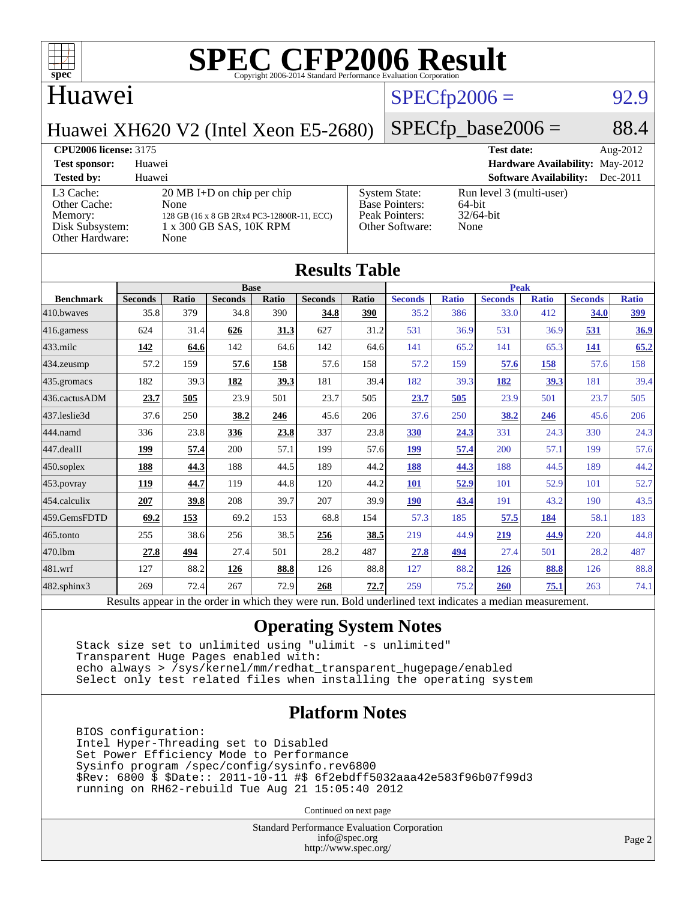# SPEC CFP2006 Result

Copyright 2006-2014 Standard Performance Evaluation Corporation

## Huawei

**Huawei XH620 V2 (Intel Xeon E5-2680)**

SPECfp2006 = 92.9

SPECfp_base2006 = 88.4

| | | | |
|---|---|---|---|
| **CPU2006 license:** 3175 | | **Test date:** | Aug-2012 |
| **Test sponsor:** | Huawei | **Hardware Availability:** | May-2012 |
| **Tested by:** | Huawei | **Software Availability:** | Dec-2011 |

| | | | |
|---|---|---|---|
| L3 Cache: | 20 MB I+D on chip per chip | System State: | Run level 3 (multi-user) |
| Other Cache: | None | Base Pointers: | 64-bit |
| Memory: | 128 GB (16 x 8 GB 2Rx4 PC3-12800R-11, ECC) | Peak Pointers: | 32/64-bit |
| Disk Subsystem: | 1 x 300 GB SAS, 10K RPM | Other Software: | None |
| Other Hardware: | None | | |

## Results Table

| Benchmark | Base | | | | | | Peak | | | | | |
|---|---|---|---|---|---|---|---|---|---|---|---|---|
| | Seconds | Ratio | Seconds | Ratio | Seconds | Ratio | Seconds | Ratio | Seconds | Ratio | Seconds | Ratio |
| 410.bwaves | 35.8 | 379 | 34.8 | 390 | **34.8** | **390** | 35.2 | 386 | 33.0 | 412 | **34.0** | **399** |
| 416.gamess | 624 | 31.4 | **626** | **31.3** | 627 | 31.2 | 531 | 36.9 | 531 | 36.9 | **531** | **36.9** |
| 433.milc | **142** | **64.6** | 142 | 64.6 | 142 | 64.6 | 141 | 65.2 | 141 | 65.3 | **141** | **65.2** |
| 434.zeusmp | 57.2 | 159 | **57.6** | **158** | 57.6 | 158 | 57.2 | 159 | **57.6** | **158** | 57.6 | 158 |
| 435.gromacs | 182 | 39.3 | **182** | **39.3** | 181 | 39.4 | 182 | 39.3 | **182** | **39.3** | 181 | 39.4 |
| 436.cactusADM | **23.7** | **505** | 23.9 | 501 | 23.7 | 505 | **23.7** | **505** | 23.9 | 501 | 23.7 | 505 |
| 437.leslie3d | 37.6 | 250 | **38.2** | **246** | 45.6 | 206 | 37.6 | 250 | **38.2** | **246** | 45.6 | 206 |
| 444.namd | 336 | 23.8 | **336** | **23.8** | 337 | 23.8 | **330** | **24.3** | 331 | 24.3 | 330 | 24.3 |
| 447.dealII | **199** | **57.4** | 200 | 57.1 | 199 | 57.6 | **199** | **57.4** | 200 | 57.1 | 199 | 57.6 |
| 450.soplex | **188** | **44.3** | 188 | 44.5 | 189 | 44.2 | **188** | **44.3** | 188 | 44.5 | 189 | 44.2 |
| 453.povray | **119** | **44.7** | 119 | 44.8 | 120 | 44.2 | **101** | **52.9** | 101 | 52.9 | 101 | 52.7 |
| 454.calculix | **207** | **39.8** | 208 | 39.7 | 207 | 39.9 | **190** | **43.4** | 191 | 43.2 | 190 | 43.5 |
| 459.GemsFDTD | **69.2** | **153** | 69.2 | 153 | 68.8 | 154 | 57.3 | 185 | **57.5** | **184** | 58.1 | 183 |
| 465.tonto | 255 | 38.6 | 256 | 38.5 | **256** | **38.5** | 219 | 44.9 | **219** | **44.9** | 220 | 44.8 |
| 470.lbm | **27.8** | **494** | 27.4 | 501 | 28.2 | 487 | **27.8** | **494** | 27.4 | 501 | 28.2 | 487 |
| 481.wrf | 127 | 88.2 | **126** | **88.8** | 126 | 88.8 | 127 | 88.2 | **126** | **88.8** | 126 | 88.8 |
| 482.sphinx3 | 269 | 72.4 | 267 | 72.9 | **268** | **72.7** | 259 | 75.2 | **260** | **75.1** | 263 | 74.1 |

Results appear in the order in which they were run. Bold underlined text indicates a median measurement.

## Operating System Notes

```
Stack size set to unlimited using "ulimit -s unlimited"
Transparent Huge Pages enabled with:
echo always > /sys/kernel/mm/redhat_transparent_hugepage/enabled
Select only test related files when installing the operating system
```

## Platform Notes

```
BIOS configuration:
Intel Hyper-Threading set to Disabled
Set Power Efficiency Mode to Performance
Sysinfo program /spec/config/sysinfo.rev6800
$Rev: 6800 $ $Date:: 2011-10-11 #$ 6f2ebdff5032aaa42e583f96b07f99d3
running on RH62-rebuild Tue Aug 21 15:05:40 2012
```

Continued on next page

Standard Performance Evaluation Corporation
info@spec.org
http://www.spec.org/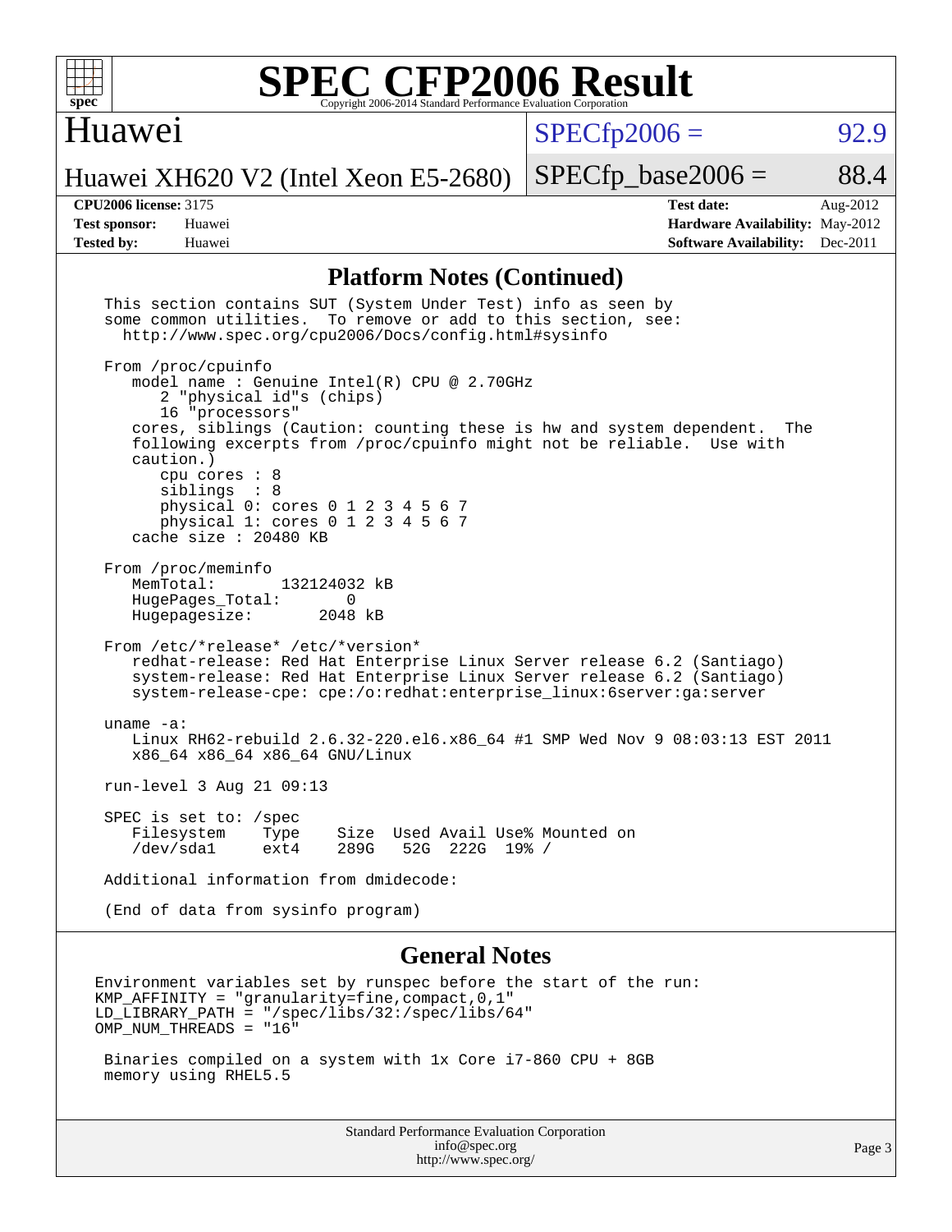## Platform Notes (Continued)

```
This section contains SUT (System Under Test) info as seen by
some common utilities.  To remove or add to this section, see:
  http://www.spec.org/cpu2006/Docs/config.html#sysinfo

From /proc/cpuinfo
   model name : Genuine Intel(R) CPU @ 2.70GHz
      2 "physical id"s (chips)
      16 "processors"
   cores, siblings (Caution: counting these is hw and system dependent.  The
   following excerpts from /proc/cpuinfo might not be reliable.  Use with
   caution.)
      cpu cores : 8
      siblings  : 8
      physical 0: cores 0 1 2 3 4 5 6 7
      physical 1: cores 0 1 2 3 4 5 6 7
   cache size : 20480 KB

From /proc/meminfo
   MemTotal:       132124032 kB
   HugePages_Total:       0
   Hugepagesize:       2048 kB

From /etc/*release* /etc/*version*
   redhat-release: Red Hat Enterprise Linux Server release 6.2 (Santiago)
   system-release: Red Hat Enterprise Linux Server release 6.2 (Santiago)
   system-release-cpe: cpe:/o:redhat:enterprise_linux:6server:ga:server

uname -a:
   Linux RH62-rebuild 2.6.32-220.el6.x86_64 #1 SMP Wed Nov 9 08:03:13 EST 2011
   x86_64 x86_64 x86_64 GNU/Linux

run-level 3 Aug 21 09:13

SPEC is set to: /spec
   Filesystem    Type    Size  Used Avail Use% Mounted on
   /dev/sda1     ext4    289G   52G  222G  19% /

Additional information from dmidecode:

(End of data from sysinfo program)
```

## General Notes

```
Environment variables set by runspec before the start of the run:
KMP_AFFINITY = "granularity=fine,compact,0,1"
LD_LIBRARY_PATH = "/spec/libs/32:/spec/libs/64"
OMP_NUM_THREADS = "16"

 Binaries compiled on a system with 1x Core i7-860 CPU + 8GB
 memory using RHEL5.5
```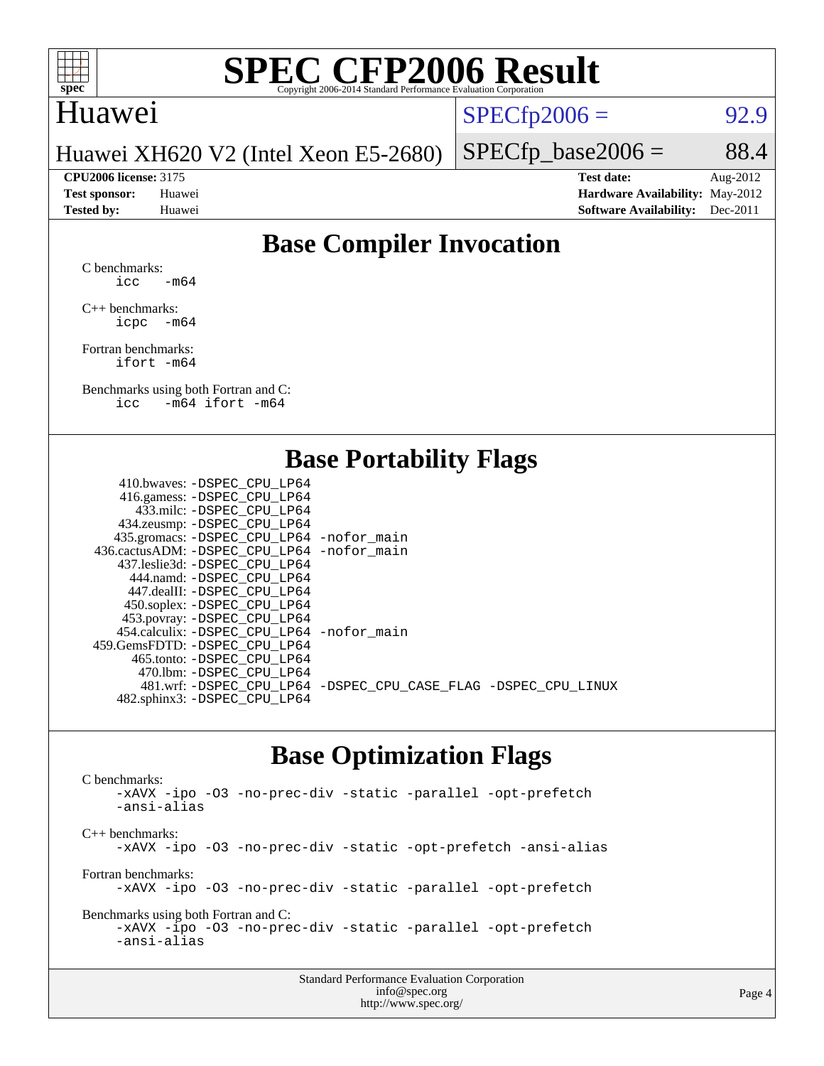# SPEC CFP2006 Result

Copyright 2006-2014 Standard Performance Evaluation Corporation

## Huawei

Huawei XH620 V2 (Intel Xeon E5-2680)

SPECfp2006 = 92.9

SPECfp_base2006 = 88.4

**CPU2006 license:** 3175
**Test sponsor:** Huawei
**Tested by:** Huawei

**Test date:** Aug-2012
**Hardware Availability:** May-2012
**Software Availability:** Dec-2011

## Base Compiler Invocation

C benchmarks:
```
icc   -m64
```

C++ benchmarks:
```
icpc  -m64
```

Fortran benchmarks:
```
ifort -m64
```

Benchmarks using both Fortran and C:
```
icc   -m64 ifort -m64
```

## Base Portability Flags

| Benchmark | Flags |
|---|---|
| 410.bwaves: | -DSPEC_CPU_LP64 |
| 416.gamess: | -DSPEC_CPU_LP64 |
| 433.milc: | -DSPEC_CPU_LP64 |
| 434.zeusmp: | -DSPEC_CPU_LP64 |
| 435.gromacs: | -DSPEC_CPU_LP64 -nofor_main |
| 436.cactusADM: | -DSPEC_CPU_LP64 -nofor_main |
| 437.leslie3d: | -DSPEC_CPU_LP64 |
| 444.namd: | -DSPEC_CPU_LP64 |
| 447.dealII: | -DSPEC_CPU_LP64 |
| 450.soplex: | -DSPEC_CPU_LP64 |
| 453.povray: | -DSPEC_CPU_LP64 |
| 454.calculix: | -DSPEC_CPU_LP64 -nofor_main |
| 459.GemsFDTD: | -DSPEC_CPU_LP64 |
| 465.tonto: | -DSPEC_CPU_LP64 |
| 470.lbm: | -DSPEC_CPU_LP64 |
| 481.wrf: | -DSPEC_CPU_LP64 -DSPEC_CPU_CASE_FLAG -DSPEC_CPU_LINUX |
| 482.sphinx3: | -DSPEC_CPU_LP64 |

## Base Optimization Flags

C benchmarks:
```
-xAVX -ipo -O3 -no-prec-div -static -parallel -opt-prefetch
-ansi-alias
```

C++ benchmarks:
```
-xAVX -ipo -O3 -no-prec-div -static -opt-prefetch -ansi-alias
```

Fortran benchmarks:
```
-xAVX -ipo -O3 -no-prec-div -static -parallel -opt-prefetch
```

Benchmarks using both Fortran and C:
```
-xAVX -ipo -O3 -no-prec-div -static -parallel -opt-prefetch
-ansi-alias
```

Standard Performance Evaluation Corporation
info@spec.org
http://www.spec.org/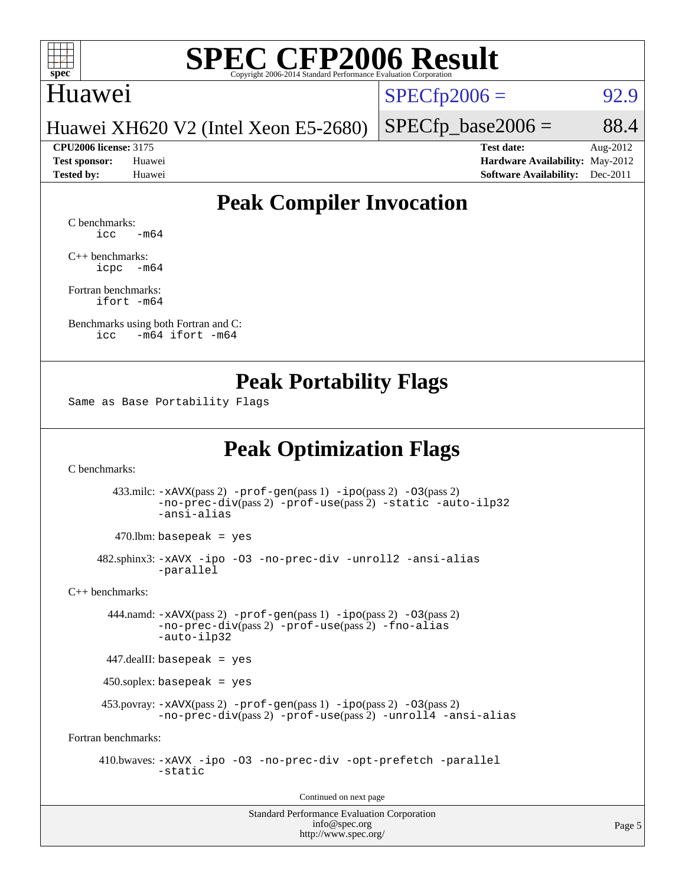# SPEC CFP2006 Result

Copyright 2006-2014 Standard Performance Evaluation Corporation

## Huawei

Huawei XH620 V2 (Intel Xeon E5-2680)

SPECfp2006 = 92.9

SPECfp_base2006 = 88.4

**CPU2006 license:** 3175
**Test sponsor:** Huawei
**Tested by:** Huawei

**Test date:** Aug-2012
**Hardware Availability:** May-2012
**Software Availability:** Dec-2011

## Peak Compiler Invocation

C benchmarks:
```
icc   -m64
```

C++ benchmarks:
```
icpc  -m64
```

Fortran benchmarks:
```
ifort -m64
```

Benchmarks using both Fortran and C:
```
icc   -m64 ifort -m64
```

## Peak Portability Flags

```
Same as Base Portability Flags
```

## Peak Optimization Flags

C benchmarks:

433.milc: `-xAVX`(pass 2) `-prof-gen`(pass 1) `-ipo`(pass 2) `-O3`(pass 2) `-no-prec-div`(pass 2) `-prof-use`(pass 2) `-static` `-auto-ilp32` `-ansi-alias`

470.lbm: `basepeak = yes`

482.sphinx3: `-xAVX -ipo -O3 -no-prec-div -unroll2 -ansi-alias -parallel`

C++ benchmarks:

444.namd: `-xAVX`(pass 2) `-prof-gen`(pass 1) `-ipo`(pass 2) `-O3`(pass 2) `-no-prec-div`(pass 2) `-prof-use`(pass 2) `-fno-alias` `-auto-ilp32`

447.dealII: `basepeak = yes`

450.soplex: `basepeak = yes`

453.povray: `-xAVX`(pass 2) `-prof-gen`(pass 1) `-ipo`(pass 2) `-O3`(pass 2) `-no-prec-div`(pass 2) `-prof-use`(pass 2) `-unroll4` `-ansi-alias`

Fortran benchmarks:

410.bwaves: `-xAVX -ipo -O3 -no-prec-div -opt-prefetch -parallel -static`

Continued on next page

Standard Performance Evaluation Corporation
info@spec.org
http://www.spec.org/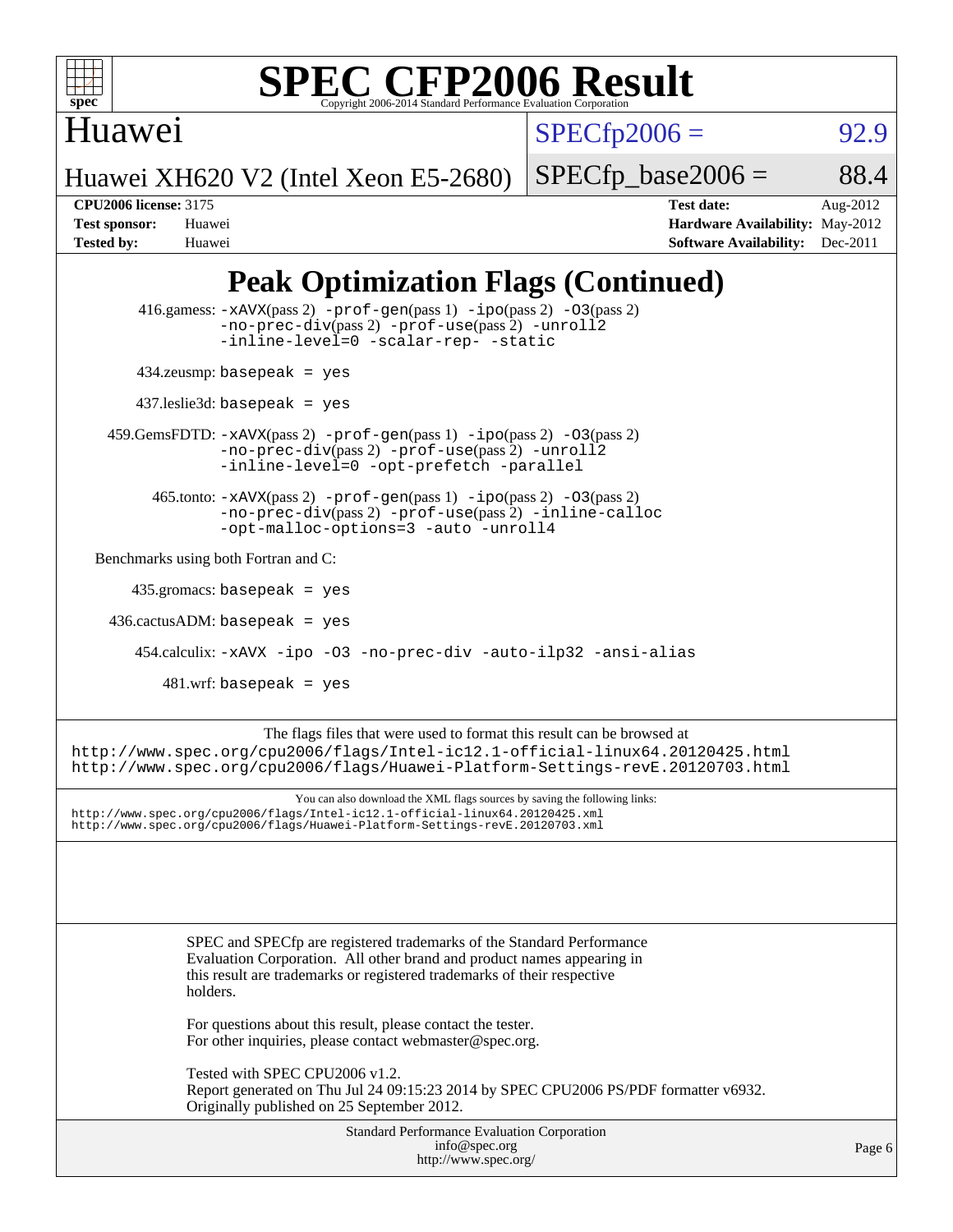# Peak Optimization Flags (Continued)

416.gamess: `-xAVX`(pass 2) `-prof-gen`(pass 1) `-ipo`(pass 2) `-O3`(pass 2) `-no-prec-div`(pass 2) `-prof-use`(pass 2) `-unroll2` `-inline-level=0` `-scalar-rep-` `-static`

434.zeusmp: `basepeak = yes`

437.leslie3d: `basepeak = yes`

459.GemsFDTD: `-xAVX`(pass 2) `-prof-gen`(pass 1) `-ipo`(pass 2) `-O3`(pass 2) `-no-prec-div`(pass 2) `-prof-use`(pass 2) `-unroll2` `-inline-level=0` `-opt-prefetch` `-parallel`

465.tonto: `-xAVX`(pass 2) `-prof-gen`(pass 1) `-ipo`(pass 2) `-O3`(pass 2) `-no-prec-div`(pass 2) `-prof-use`(pass 2) `-inline-calloc` `-opt-malloc-options=3` `-auto` `-unroll4`

Benchmarks using both Fortran and C:

435.gromacs: `basepeak = yes`

436.cactusADM: `basepeak = yes`

454.calculix: `-xAVX -ipo -O3 -no-prec-div -auto-ilp32 -ansi-alias`

481.wrf: `basepeak = yes`

The flags files that were used to format this result can be browsed at

http://www.spec.org/cpu2006/flags/Intel-ic12.1-official-linux64.20120425.html
http://www.spec.org/cpu2006/flags/Huawei-Platform-Settings-revE.20120703.html

You can also download the XML flags sources by saving the following links:

http://www.spec.org/cpu2006/flags/Intel-ic12.1-official-linux64.20120425.xml
http://www.spec.org/cpu2006/flags/Huawei-Platform-Settings-revE.20120703.xml

SPEC and SPECfp are registered trademarks of the Standard Performance Evaluation Corporation. All other brand and product names appearing in this result are trademarks or registered trademarks of their respective holders.

For questions about this result, please contact the tester.
For other inquiries, please contact webmaster@spec.org.

Tested with SPEC CPU2006 v1.2.
Report generated on Thu Jul 24 09:15:23 2014 by SPEC CPU2006 PS/PDF formatter v6932.
Originally published on 25 September 2012.